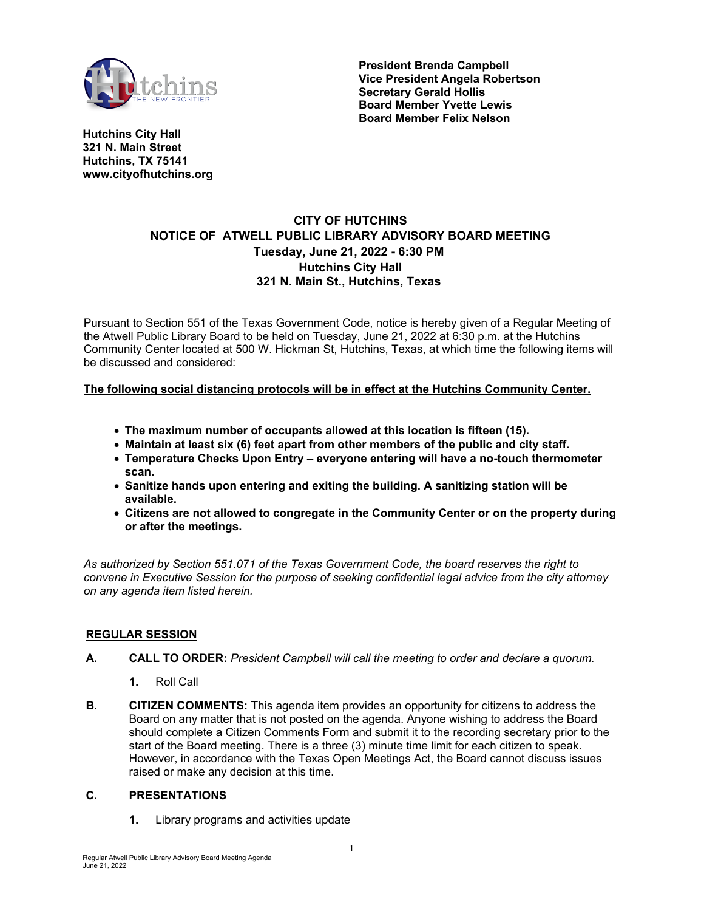**President Brenda Campbell**
**Vice President Angela Robertson**
**Secretary Gerald Hollis**
**Board Member Yvette Lewis**
**Board Member Felix Nelson**

**Hutchins City Hall**
**321 N. Main Street**
**Hutchins, TX 75141**
**www.cityofhutchins.org**

## CITY OF HUTCHINS
## NOTICE OF ATWELL PUBLIC LIBRARY ADVISORY BOARD MEETING
### Tuesday, June 21, 2022 - 6:30 PM
### Hutchins City Hall
### 321 N. Main St., Hutchins, Texas

Pursuant to Section 551 of the Texas Government Code, notice is hereby given of a Regular Meeting of the Atwell Public Library Board to be held on Tuesday, June 21, 2022 at 6:30 p.m. at the Hutchins Community Center located at 500 W. Hickman St, Hutchins, Texas, at which time the following items will be discussed and considered:

**<u>The following social distancing protocols will be in effect at the Hutchins Community Center.</u>**

- **The maximum number of occupants allowed at this location is fifteen (15).**
- **Maintain at least six (6) feet apart from other members of the public and city staff.**
- **Temperature Checks Upon Entry – everyone entering will have a no-touch thermometer scan.**
- **Sanitize hands upon entering and exiting the building. A sanitizing station will be available.**
- **Citizens are not allowed to congregate in the Community Center or on the property during or after the meetings.**

*As authorized by Section 551.071 of the Texas Government Code, the board reserves the right to convene in Executive Session for the purpose of seeking confidential legal advice from the city attorney on any agenda item listed herein.*

**<u>REGULAR SESSION</u>**

**A. CALL TO ORDER:** *President Campbell will call the meeting to order and declare a quorum.*

  **1.** Roll Call

**B. CITIZEN COMMENTS:** This agenda item provides an opportunity for citizens to address the Board on any matter that is not posted on the agenda. Anyone wishing to address the Board should complete a Citizen Comments Form and submit it to the recording secretary prior to the start of the Board meeting. There is a three (3) minute time limit for each citizen to speak. However, in accordance with the Texas Open Meetings Act, the Board cannot discuss issues raised or make any decision at this time.

**C. PRESENTATIONS**

  **1.** Library programs and activities update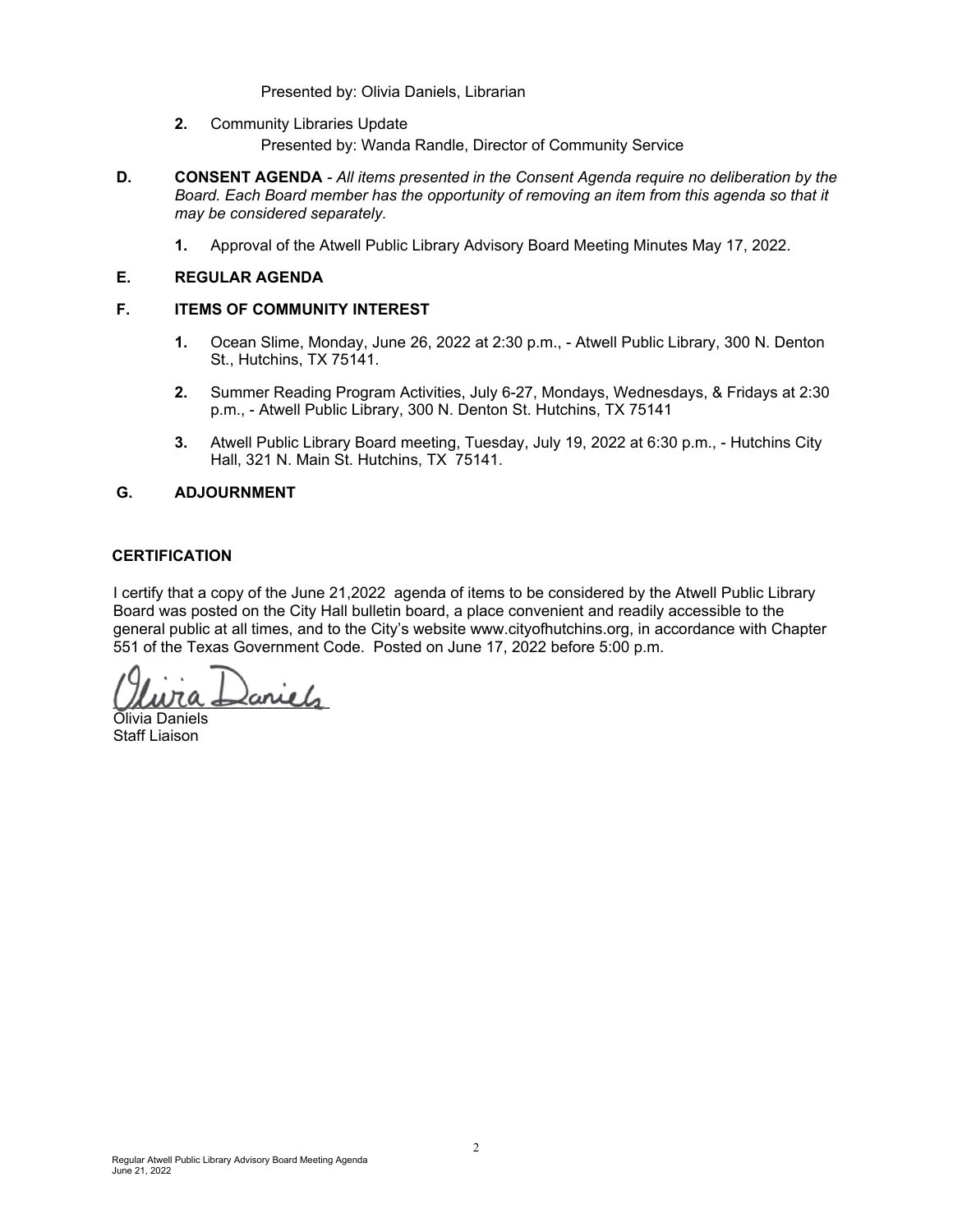Presented by: Olivia Daniels, Librarian

2. Community Libraries Update
   Presented by: Wanda Randle, Director of Community Service

**D. CONSENT AGENDA** - *All items presented in the Consent Agenda require no deliberation by the Board. Each Board member has the opportunity of removing an item from this agenda so that it may be considered separately.*

1. Approval of the Atwell Public Library Advisory Board Meeting Minutes May 17, 2022.

**E. REGULAR AGENDA**

**F. ITEMS OF COMMUNITY INTEREST**

1. Ocean Slime, Monday, June 26, 2022 at 2:30 p.m., - Atwell Public Library, 300 N. Denton St., Hutchins, TX 75141.
2. Summer Reading Program Activities, July 6-27, Mondays, Wednesdays, & Fridays at 2:30 p.m., - Atwell Public Library, 300 N. Denton St. Hutchins, TX 75141
3. Atwell Public Library Board meeting, Tuesday, July 19, 2022 at 6:30 p.m., - Hutchins City Hall, 321 N. Main St. Hutchins, TX 75141.

**G. ADJOURNMENT**

**CERTIFICATION**

I certify that a copy of the June 21,2022 agenda of items to be considered by the Atwell Public Library Board was posted on the City Hall bulletin board, a place convenient and readily accessible to the general public at all times, and to the City's website www.cityofhutchins.org, in accordance with Chapter 551 of the Texas Government Code. Posted on June 17, 2022 before 5:00 p.m.

Olivia Daniels
Staff Liaison